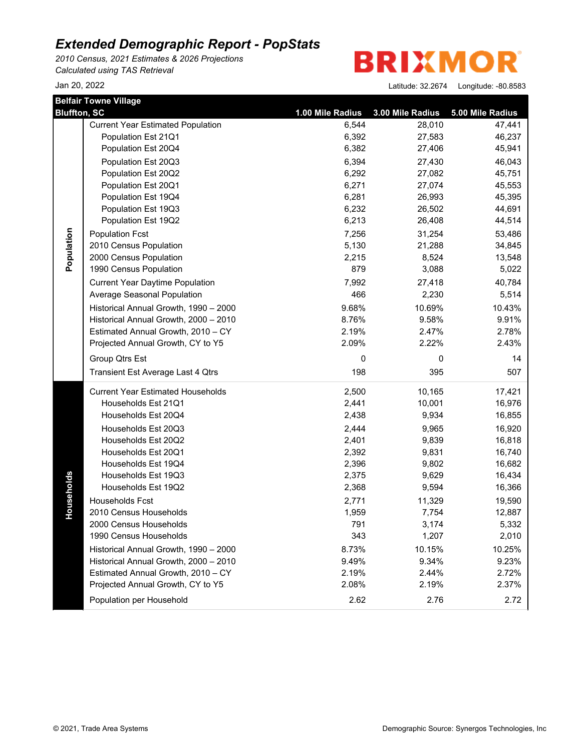# Extended Demographic Report - PopStats

*2010 Census, 2021 Estimates & 2026 Projections*
*Calculated using TAS Retrieval*

BRIXMOR

Jan 20, 2022

Latitude: 32.2674 Longitude: -80.8583

**Belfair Towne Village**
**Bluffton, SC**

| | | 1.00 Mile Radius | 3.00 Mile Radius | 5.00 Mile Radius |
|---|---|---|---|---|
| **Population** | Current Year Estimated Population | 6,544 | 28,010 | 47,441 |
| | Population Est 21Q1 | 6,392 | 27,583 | 46,237 |
| | Population Est 20Q4 | 6,382 | 27,406 | 45,941 |
| | Population Est 20Q3 | 6,394 | 27,430 | 46,043 |
| | Population Est 20Q2 | 6,292 | 27,082 | 45,751 |
| | Population Est 20Q1 | 6,271 | 27,074 | 45,553 |
| | Population Est 19Q4 | 6,281 | 26,993 | 45,395 |
| | Population Est 19Q3 | 6,232 | 26,502 | 44,691 |
| | Population Est 19Q2 | 6,213 | 26,408 | 44,514 |
| | Population Fcst | 7,256 | 31,254 | 53,486 |
| | 2010 Census Population | 5,130 | 21,288 | 34,845 |
| | 2000 Census Population | 2,215 | 8,524 | 13,548 |
| | 1990 Census Population | 879 | 3,088 | 5,022 |
| | Current Year Daytime Population | 7,992 | 27,418 | 40,784 |
| | Average Seasonal Population | 466 | 2,230 | 5,514 |
| | Historical Annual Growth, 1990 – 2000 | 9.68% | 10.69% | 10.43% |
| | Historical Annual Growth, 2000 – 2010 | 8.76% | 9.58% | 9.91% |
| | Estimated Annual Growth, 2010 – CY | 2.19% | 2.47% | 2.78% |
| | Projected Annual Growth, CY to Y5 | 2.09% | 2.22% | 2.43% |
| | Group Qtrs Est | 0 | 0 | 14 |
| | Transient Est Average Last 4 Qtrs | 198 | 395 | 507 |
| **Households** | Current Year Estimated Households | 2,500 | 10,165 | 17,421 |
| | Households Est 21Q1 | 2,441 | 10,001 | 16,976 |
| | Households Est 20Q4 | 2,438 | 9,934 | 16,855 |
| | Households Est 20Q3 | 2,444 | 9,965 | 16,920 |
| | Households Est 20Q2 | 2,401 | 9,839 | 16,818 |
| | Households Est 20Q1 | 2,392 | 9,831 | 16,740 |
| | Households Est 19Q4 | 2,396 | 9,802 | 16,682 |
| | Households Est 19Q3 | 2,375 | 9,629 | 16,434 |
| | Households Est 19Q2 | 2,368 | 9,594 | 16,366 |
| | Households Fcst | 2,771 | 11,329 | 19,590 |
| | 2010 Census Households | 1,959 | 7,754 | 12,887 |
| | 2000 Census Households | 791 | 3,174 | 5,332 |
| | 1990 Census Households | 343 | 1,207 | 2,010 |
| | Historical Annual Growth, 1990 – 2000 | 8.73% | 10.15% | 10.25% |
| | Historical Annual Growth, 2000 – 2010 | 9.49% | 9.34% | 9.23% |
| | Estimated Annual Growth, 2010 – CY | 2.19% | 2.44% | 2.72% |
| | Projected Annual Growth, CY to Y5 | 2.08% | 2.19% | 2.37% |
| | Population per Household | 2.62 | 2.76 | 2.72 |

© 2021, Trade Area Systems

Demographic Source: Synergos Technologies, Inc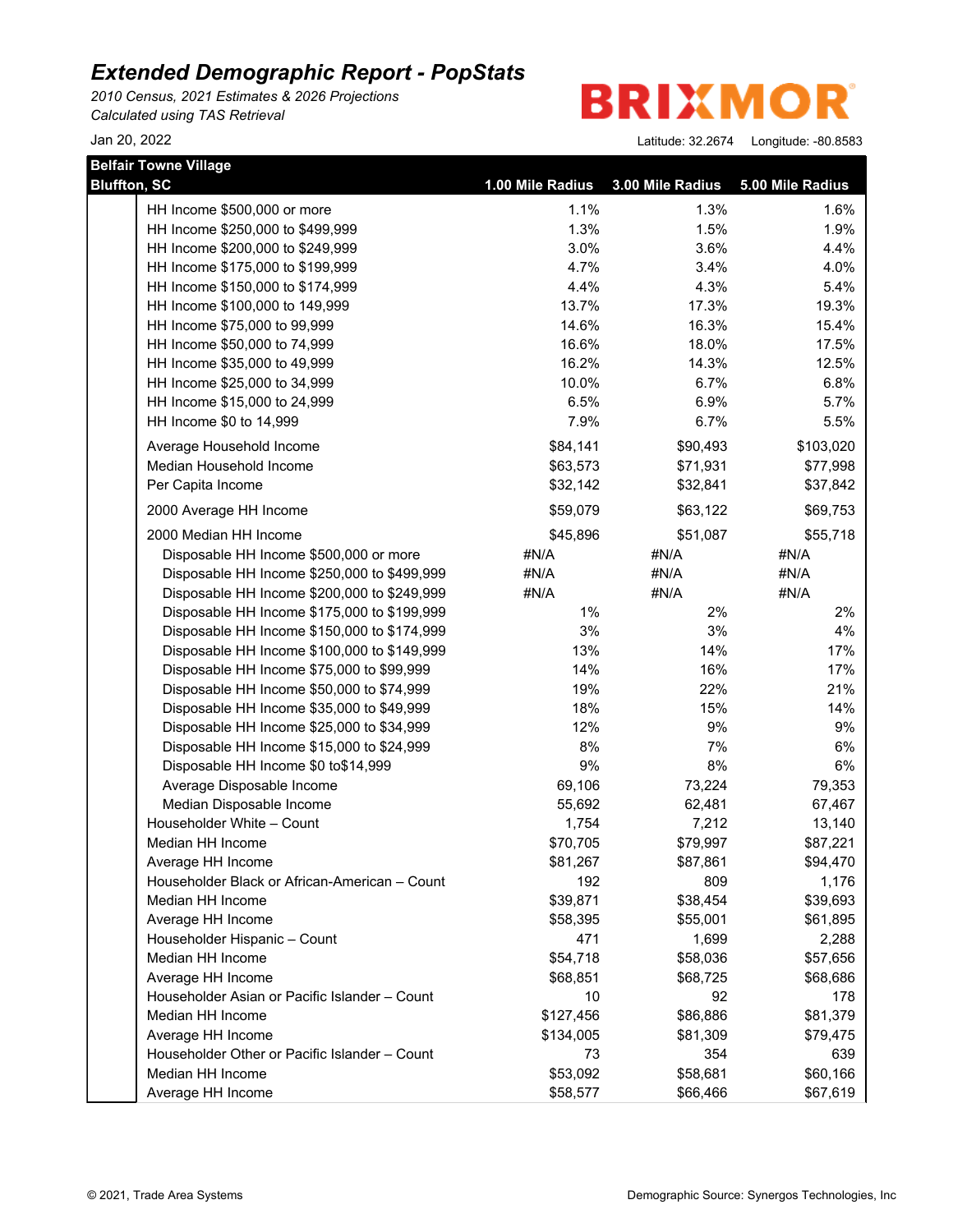# Extended Demographic Report - PopStats

*2010 Census, 2021 Estimates & 2026 Projections*
*Calculated using TAS Retrieval*

BRIXMOR

Jan 20, 2022

Latitude: 32.2674 Longitude: -80.8583

| Belfair Towne Village Bluffton, SC | 1.00 Mile Radius | 3.00 Mile Radius | 5.00 Mile Radius |
|---|---|---|---|
| HH Income $500,000 or more | 1.1% | 1.3% | 1.6% |
| HH Income $250,000 to $499,999 | 1.3% | 1.5% | 1.9% |
| HH Income $200,000 to $249,999 | 3.0% | 3.6% | 4.4% |
| HH Income $175,000 to $199,999 | 4.7% | 3.4% | 4.0% |
| HH Income $150,000 to $174,999 | 4.4% | 4.3% | 5.4% |
| HH Income $100,000 to 149,999 | 13.7% | 17.3% | 19.3% |
| HH Income $75,000 to 99,999 | 14.6% | 16.3% | 15.4% |
| HH Income $50,000 to 74,999 | 16.6% | 18.0% | 17.5% |
| HH Income $35,000 to 49,999 | 16.2% | 14.3% | 12.5% |
| HH Income $25,000 to 34,999 | 10.0% | 6.7% | 6.8% |
| HH Income $15,000 to 24,999 | 6.5% | 6.9% | 5.7% |
| HH Income $0 to 14,999 | 7.9% | 6.7% | 5.5% |
| Average Household Income | $84,141 | $90,493 | $103,020 |
| Median Household Income | $63,573 | $71,931 | $77,998 |
| Per Capita Income | $32,142 | $32,841 | $37,842 |
| 2000 Average HH Income | $59,079 | $63,122 | $69,753 |
| 2000 Median HH Income | $45,896 | $51,087 | $55,718 |
| Disposable HH Income $500,000 or more | #N/A | #N/A | #N/A |
| Disposable HH Income $250,000 to $499,999 | #N/A | #N/A | #N/A |
| Disposable HH Income $200,000 to $249,999 | #N/A | #N/A | #N/A |
| Disposable HH Income $175,000 to $199,999 | 1% | 2% | 2% |
| Disposable HH Income $150,000 to $174,999 | 3% | 3% | 4% |
| Disposable HH Income $100,000 to $149,999 | 13% | 14% | 17% |
| Disposable HH Income $75,000 to $99,999 | 14% | 16% | 17% |
| Disposable HH Income $50,000 to $74,999 | 19% | 22% | 21% |
| Disposable HH Income $35,000 to $49,999 | 18% | 15% | 14% |
| Disposable HH Income $25,000 to $34,999 | 12% | 9% | 9% |
| Disposable HH Income $15,000 to $24,999 | 8% | 7% | 6% |
| Disposable HH Income $0 to$14,999 | 9% | 8% | 6% |
| Average Disposable Income | 69,106 | 73,224 | 79,353 |
| Median Disposable Income | 55,692 | 62,481 | 67,467 |
| Householder White – Count | 1,754 | 7,212 | 13,140 |
| Median HH Income | $70,705 | $79,997 | $87,221 |
| Average HH Income | $81,267 | $87,861 | $94,470 |
| Householder Black or African-American – Count | 192 | 809 | 1,176 |
| Median HH Income | $39,871 | $38,454 | $39,693 |
| Average HH Income | $58,395 | $55,001 | $61,895 |
| Householder Hispanic – Count | 471 | 1,699 | 2,288 |
| Median HH Income | $54,718 | $58,036 | $57,656 |
| Average HH Income | $68,851 | $68,725 | $68,686 |
| Householder Asian or Pacific Islander – Count | 10 | 92 | 178 |
| Median HH Income | $127,456 | $86,886 | $81,379 |
| Average HH Income | $134,005 | $81,309 | $79,475 |
| Householder Other or Pacific Islander – Count | 73 | 354 | 639 |
| Median HH Income | $53,092 | $58,681 | $60,166 |
| Average HH Income | $58,577 | $66,466 | $67,619 |

© 2021, Trade Area Systems

Demographic Source: Synergos Technologies, Inc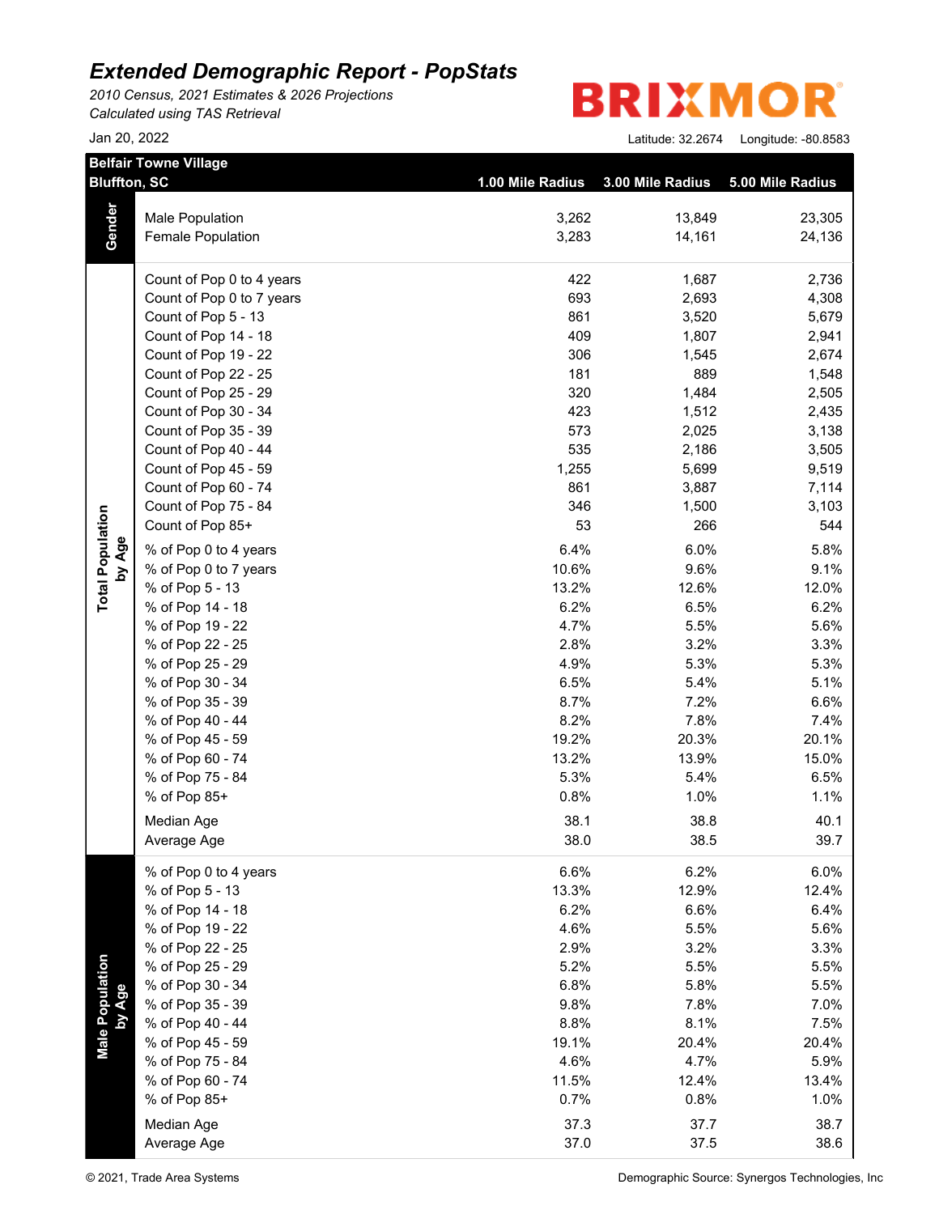# Extended Demographic Report - PopStats

*2010 Census, 2021 Estimates & 2026 Projections*
*Calculated using TAS Retrieval*

Jan 20, 2022

BRIXMOR

Latitude: 32.2674 Longitude: -80.8583

**Belfair Towne Village**
**Bluffton, SC**

| | | 1.00 Mile Radius | 3.00 Mile Radius | 5.00 Mile Radius |
|---|---|---|---|---|
| **Gender** | Male Population | 3,262 | 13,849 | 23,305 |
| | Female Population | 3,283 | 14,161 | 24,136 |
| **Total Population by Age** | Count of Pop 0 to 4 years | 422 | 1,687 | 2,736 |
| | Count of Pop 0 to 7 years | 693 | 2,693 | 4,308 |
| | Count of Pop 5 - 13 | 861 | 3,520 | 5,679 |
| | Count of Pop 14 - 18 | 409 | 1,807 | 2,941 |
| | Count of Pop 19 - 22 | 306 | 1,545 | 2,674 |
| | Count of Pop 22 - 25 | 181 | 889 | 1,548 |
| | Count of Pop 25 - 29 | 320 | 1,484 | 2,505 |
| | Count of Pop 30 - 34 | 423 | 1,512 | 2,435 |
| | Count of Pop 35 - 39 | 573 | 2,025 | 3,138 |
| | Count of Pop 40 - 44 | 535 | 2,186 | 3,505 |
| | Count of Pop 45 - 59 | 1,255 | 5,699 | 9,519 |
| | Count of Pop 60 - 74 | 861 | 3,887 | 7,114 |
| | Count of Pop 75 - 84 | 346 | 1,500 | 3,103 |
| | Count of Pop 85+ | 53 | 266 | 544 |
| | % of Pop 0 to 4 years | 6.4% | 6.0% | 5.8% |
| | % of Pop 0 to 7 years | 10.6% | 9.6% | 9.1% |
| | % of Pop 5 - 13 | 13.2% | 12.6% | 12.0% |
| | % of Pop 14 - 18 | 6.2% | 6.5% | 6.2% |
| | % of Pop 19 - 22 | 4.7% | 5.5% | 5.6% |
| | % of Pop 22 - 25 | 2.8% | 3.2% | 3.3% |
| | % of Pop 25 - 29 | 4.9% | 5.3% | 5.3% |
| | % of Pop 30 - 34 | 6.5% | 5.4% | 5.1% |
| | % of Pop 35 - 39 | 8.7% | 7.2% | 6.6% |
| | % of Pop 40 - 44 | 8.2% | 7.8% | 7.4% |
| | % of Pop 45 - 59 | 19.2% | 20.3% | 20.1% |
| | % of Pop 60 - 74 | 13.2% | 13.9% | 15.0% |
| | % of Pop 75 - 84 | 5.3% | 5.4% | 6.5% |
| | % of Pop 85+ | 0.8% | 1.0% | 1.1% |
| | Median Age | 38.1 | 38.8 | 40.1 |
| | Average Age | 38.0 | 38.5 | 39.7 |
| **Male Population by Age** | % of Pop 0 to 4 years | 6.6% | 6.2% | 6.0% |
| | % of Pop 5 - 13 | 13.3% | 12.9% | 12.4% |
| | % of Pop 14 - 18 | 6.2% | 6.6% | 6.4% |
| | % of Pop 19 - 22 | 4.6% | 5.5% | 5.6% |
| | % of Pop 22 - 25 | 2.9% | 3.2% | 3.3% |
| | % of Pop 25 - 29 | 5.2% | 5.5% | 5.5% |
| | % of Pop 30 - 34 | 6.8% | 5.8% | 5.5% |
| | % of Pop 35 - 39 | 9.8% | 7.8% | 7.0% |
| | % of Pop 40 - 44 | 8.8% | 8.1% | 7.5% |
| | % of Pop 45 - 59 | 19.1% | 20.4% | 20.4% |
| | % of Pop 75 - 84 | 4.6% | 4.7% | 5.9% |
| | % of Pop 60 - 74 | 11.5% | 12.4% | 13.4% |
| | % of Pop 85+ | 0.7% | 0.8% | 1.0% |
| | Median Age | 37.3 | 37.7 | 38.7 |
| | Average Age | 37.0 | 37.5 | 38.6 |

© 2021, Trade Area Systems

Demographic Source: Synergos Technologies, Inc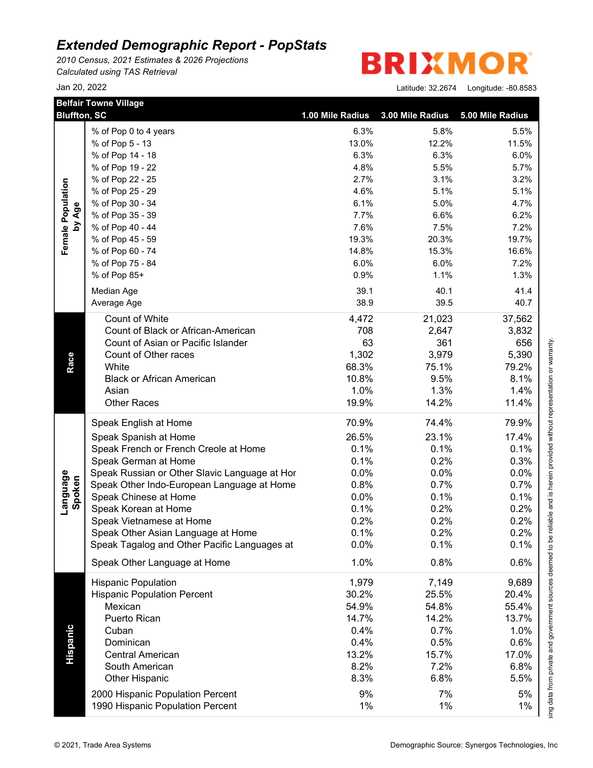# Extended Demographic Report - PopStats

*2010 Census, 2021 Estimates & 2026 Projections*
*Calculated using TAS Retrieval*

Jan 20, 2022

BRIXMOR

Latitude: 32.2674 Longitude: -80.8583

| | Belfair Towne Village<br>Bluffton, SC | 1.00 Mile Radius | 3.00 Mile Radius | 5.00 Mile Radius |
|---|---|---|---|---|
| Female Population by Age | % of Pop 0 to 4 years | 6.3% | 5.8% | 5.5% |
| | % of Pop 5 - 13 | 13.0% | 12.2% | 11.5% |
| | % of Pop 14 - 18 | 6.3% | 6.3% | 6.0% |
| | % of Pop 19 - 22 | 4.8% | 5.5% | 5.7% |
| | % of Pop 22 - 25 | 2.7% | 3.1% | 3.2% |
| | % of Pop 25 - 29 | 4.6% | 5.1% | 5.1% |
| | % of Pop 30 - 34 | 6.1% | 5.0% | 4.7% |
| | % of Pop 35 - 39 | 7.7% | 6.6% | 6.2% |
| | % of Pop 40 - 44 | 7.6% | 7.5% | 7.2% |
| | % of Pop 45 - 59 | 19.3% | 20.3% | 19.7% |
| | % of Pop 60 - 74 | 14.8% | 15.3% | 16.6% |
| | % of Pop 75 - 84 | 6.0% | 6.0% | 7.2% |
| | % of Pop 85+ | 0.9% | 1.1% | 1.3% |
| | Median Age | 39.1 | 40.1 | 41.4 |
| | Average Age | 38.9 | 39.5 | 40.7 |
| Race | Count of White | 4,472 | 21,023 | 37,562 |
| | Count of Black or African-American | 708 | 2,647 | 3,832 |
| | Count of Asian or Pacific Islander | 63 | 361 | 656 |
| | Count of Other races | 1,302 | 3,979 | 5,390 |
| | White | 68.3% | 75.1% | 79.2% |
| | Black or African American | 10.8% | 9.5% | 8.1% |
| | Asian | 1.0% | 1.3% | 1.4% |
| | Other Races | 19.9% | 14.2% | 11.4% |
| Language Spoken | Speak English at Home | 70.9% | 74.4% | 79.9% |
| | Speak Spanish at Home | 26.5% | 23.1% | 17.4% |
| | Speak French or French Creole at Home | 0.1% | 0.1% | 0.1% |
| | Speak German at Home | 0.1% | 0.2% | 0.3% |
| | Speak Russian or Other Slavic Language at Hor | 0.0% | 0.0% | 0.0% |
| | Speak Other Indo-European Language at Home | 0.8% | 0.7% | 0.7% |
| | Speak Chinese at Home | 0.0% | 0.1% | 0.1% |
| | Speak Korean at Home | 0.1% | 0.2% | 0.2% |
| | Speak Vietnamese at Home | 0.2% | 0.2% | 0.2% |
| | Speak Other Asian Language at Home | 0.1% | 0.2% | 0.2% |
| | Speak Tagalog and Other Pacific Languages at | 0.0% | 0.1% | 0.1% |
| | Speak Other Language at Home | 1.0% | 0.8% | 0.6% |
| Hispanic | Hispanic Population | 1,979 | 7,149 | 9,689 |
| | Hispanic Population Percent | 30.2% | 25.5% | 20.4% |
| | Mexican | 54.9% | 54.8% | 55.4% |
| | Puerto Rican | 14.7% | 14.2% | 13.7% |
| | Cuban | 0.4% | 0.7% | 1.0% |
| | Dominican | 0.4% | 0.5% | 0.6% |
| | Central American | 13.2% | 15.7% | 17.0% |
| | South American | 8.2% | 7.2% | 6.8% |
| | Other Hispanic | 8.3% | 6.8% | 5.5% |
| | 2000 Hispanic Population Percent | 9% | 7% | 5% |
| | 1990 Hispanic Population Percent | 1% | 1% | 1% |

sing data from private and government sources deemed to be reliable and is herein provided without representation or warranty.

© 2021, Trade Area Systems

Demographic Source: Synergos Technologies, Inc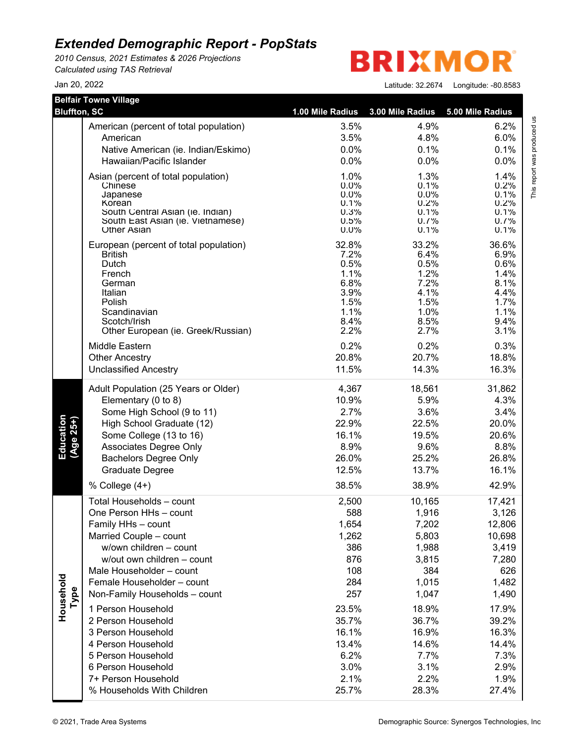# Extended Demographic Report - PopStats

*2010 Census, 2021 Estimates & 2026 Projections*
*Calculated using TAS Retrieval*

BRIXMOR

Jan 20, 2022

Latitude: 32.2674 Longitude: -80.8583

This report was produced us

| Belfair Towne Village Bluffton, SC | | 1.00 Mile Radius | 3.00 Mile Radius | 5.00 Mile Radius |
|---|---|---|---|---|
| | American (percent of total population) | 3.5% | 4.9% | 6.2% |
| | American | 3.5% | 4.8% | 6.0% |
| | Native American (ie. Indian/Eskimo) | 0.0% | 0.1% | 0.1% |
| | Hawaiian/Pacific Islander | 0.0% | 0.0% | 0.0% |
| | Asian (percent of total population) | 1.0% | 1.3% | 1.4% |
| | Chinese | 0.0% | 0.1% | 0.2% |
| | Japanese | 0.0% | 0.0% | 0.1% |
| | Korean | 0.1% | 0.2% | 0.2% |
| | South Central Asian (ie. Indian) | 0.3% | 0.1% | 0.1% |
| | South East Asian (ie. Vietnamese) | 0.5% | 0.7% | 0.7% |
| | Other Asian | 0.0% | 0.1% | 0.1% |
| | European (percent of total population) | 32.8% | 33.2% | 36.6% |
| | British | 7.2% | 6.4% | 6.9% |
| | Dutch | 0.5% | 0.5% | 0.6% |
| | French | 1.1% | 1.2% | 1.4% |
| | German | 6.8% | 7.2% | 8.1% |
| | Italian | 3.9% | 4.1% | 4.4% |
| | Polish | 1.5% | 1.5% | 1.7% |
| | Scandinavian | 1.1% | 1.0% | 1.1% |
| | Scotch/Irish | 8.4% | 8.5% | 9.4% |
| | Other European (ie. Greek/Russian) | 2.2% | 2.7% | 3.1% |
| | Middle Eastern | 0.2% | 0.2% | 0.3% |
| | Other Ancestry | 20.8% | 20.7% | 18.8% |
| | Unclassified Ancestry | 11.5% | 14.3% | 16.3% |
| Education (Age 25+) | Adult Population (25 Years or Older) | 4,367 | 18,561 | 31,862 |
| | Elementary (0 to 8) | 10.9% | 5.9% | 4.3% |
| | Some High School (9 to 11) | 2.7% | 3.6% | 3.4% |
| | High School Graduate (12) | 22.9% | 22.5% | 20.0% |
| | Some College (13 to 16) | 16.1% | 19.5% | 20.6% |
| | Associates Degree Only | 8.9% | 9.6% | 8.8% |
| | Bachelors Degree Only | 26.0% | 25.2% | 26.8% |
| | Graduate Degree | 12.5% | 13.7% | 16.1% |
| | % College (4+) | 38.5% | 38.9% | 42.9% |
| Household Type | Total Households – count | 2,500 | 10,165 | 17,421 |
| | One Person HHs – count | 588 | 1,916 | 3,126 |
| | Family HHs – count | 1,654 | 7,202 | 12,806 |
| | Married Couple – count | 1,262 | 5,803 | 10,698 |
| | w/own children – count | 386 | 1,988 | 3,419 |
| | w/out own children – count | 876 | 3,815 | 7,280 |
| | Male Householder – count | 108 | 384 | 626 |
| | Female Householder – count | 284 | 1,015 | 1,482 |
| | Non-Family Households – count | 257 | 1,047 | 1,490 |
| | 1 Person Household | 23.5% | 18.9% | 17.9% |
| | 2 Person Household | 35.7% | 36.7% | 39.2% |
| | 3 Person Household | 16.1% | 16.9% | 16.3% |
| | 4 Person Household | 13.4% | 14.6% | 14.4% |
| | 5 Person Household | 6.2% | 7.7% | 7.3% |
| | 6 Person Household | 3.0% | 3.1% | 2.9% |
| | 7+ Person Household | 2.1% | 2.2% | 1.9% |
| | % Households With Children | 25.7% | 28.3% | 27.4% |

© 2021, Trade Area Systems

Demographic Source: Synergos Technologies, Inc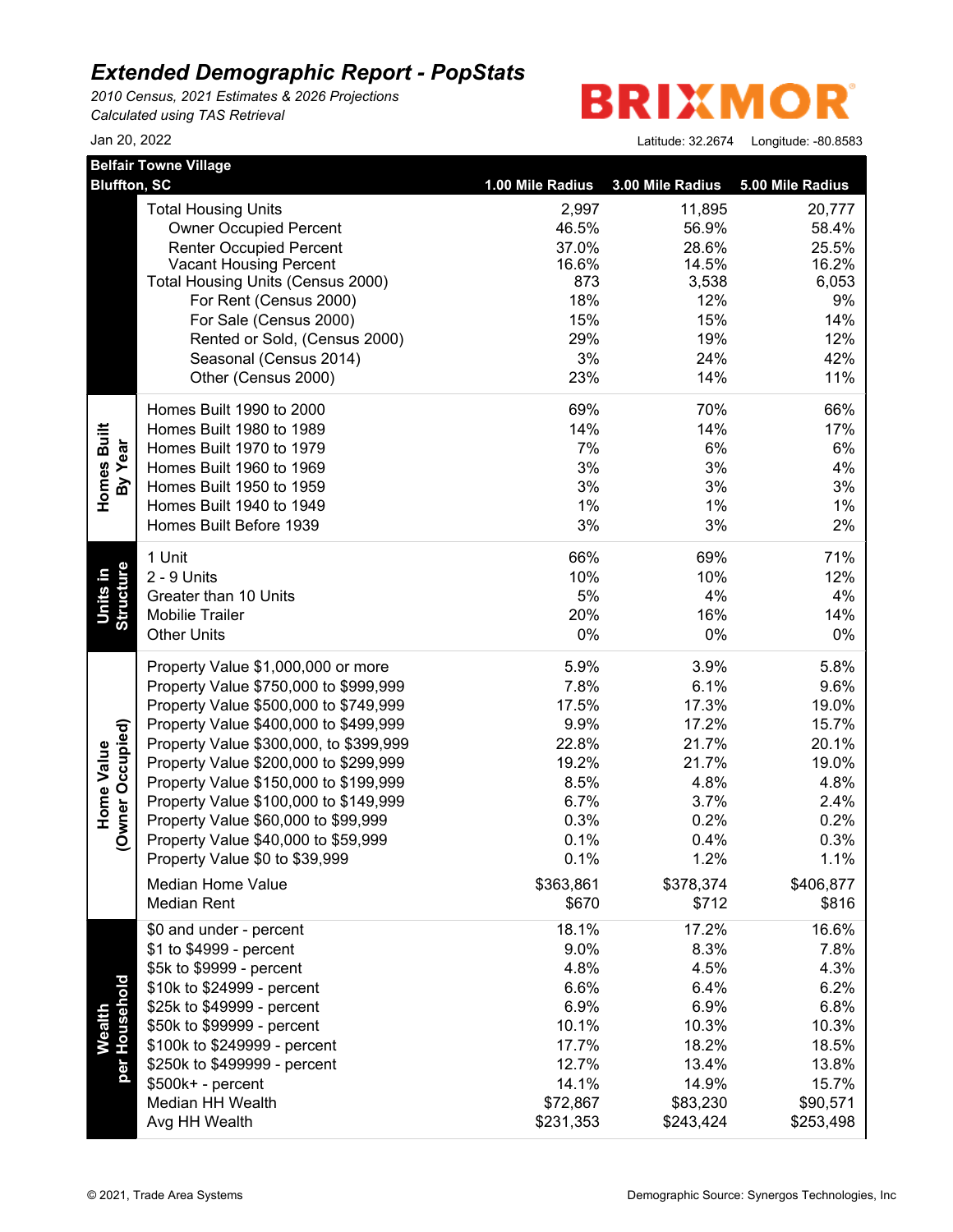# Extended Demographic Report - PopStats

*2010 Census, 2021 Estimates & 2026 Projections*
*Calculated using TAS Retrieval*

Jan 20, 2022

BRIXMOR

Latitude: 32.2674 Longitude: -80.8583

| **Belfair Towne Village Bluffton, SC** | | **1.00 Mile Radius** | **3.00 Mile Radius** | **5.00 Mile Radius** |
|---|---|---|---|---|
| | Total Housing Units | 2,997 | 11,895 | 20,777 |
| | Owner Occupied Percent | 46.5% | 56.9% | 58.4% |
| | Renter Occupied Percent | 37.0% | 28.6% | 25.5% |
| | Vacant Housing Percent | 16.6% | 14.5% | 16.2% |
| | Total Housing Units (Census 2000) | 873 | 3,538 | 6,053 |
| | For Rent (Census 2000) | 18% | 12% | 9% |
| | For Sale (Census 2000) | 15% | 15% | 14% |
| | Rented or Sold, (Census 2000) | 29% | 19% | 12% |
| | Seasonal (Census 2014) | 3% | 24% | 42% |
| | Other (Census 2000) | 23% | 14% | 11% |
| **Homes Built By Year** | Homes Built 1990 to 2000 | 69% | 70% | 66% |
| | Homes Built 1980 to 1989 | 14% | 14% | 17% |
| | Homes Built 1970 to 1979 | 7% | 6% | 6% |
| | Homes Built 1960 to 1969 | 3% | 3% | 4% |
| | Homes Built 1950 to 1959 | 3% | 3% | 3% |
| | Homes Built 1940 to 1949 | 1% | 1% | 1% |
| | Homes Built Before 1939 | 3% | 3% | 2% |
| **Units in Structure** | 1 Unit | 66% | 69% | 71% |
| | 2 - 9 Units | 10% | 10% | 12% |
| | Greater than 10 Units | 5% | 4% | 4% |
| | Mobile Trailer | 20% | 16% | 14% |
| | Other Units | 0% | 0% | 0% |
| **Home Value (Owner Occupied)** | Property Value $1,000,000 or more | 5.9% | 3.9% | 5.8% |
| | Property Value $750,000 to $999,999 | 7.8% | 6.1% | 9.6% |
| | Property Value $500,000 to $749,999 | 17.5% | 17.3% | 19.0% |
| | Property Value $400,000 to $499,999 | 9.9% | 17.2% | 15.7% |
| | Property Value $300,000, to $399,999 | 22.8% | 21.7% | 20.1% |
| | Property Value $200,000 to $299,999 | 19.2% | 21.7% | 19.0% |
| | Property Value $150,000 to $199,999 | 8.5% | 4.8% | 4.8% |
| | Property Value $100,000 to $149,999 | 6.7% | 3.7% | 2.4% |
| | Property Value $60,000 to $99,999 | 0.3% | 0.2% | 0.2% |
| | Property Value $40,000 to $59,999 | 0.1% | 0.4% | 0.3% |
| | Property Value $0 to $39,999 | 0.1% | 1.2% | 1.1% |
| | Median Home Value | $363,861 | $378,374 | $406,877 |
| | Median Rent | $670 | $712 | $816 |
| **Wealth per Household** | $0 and under - percent | 18.1% | 17.2% | 16.6% |
| | $1 to $4999 - percent | 9.0% | 8.3% | 7.8% |
| | $5k to $9999 - percent | 4.8% | 4.5% | 4.3% |
| | $10k to $24999 - percent | 6.6% | 6.4% | 6.2% |
| | $25k to $49999 - percent | 6.9% | 6.9% | 6.8% |
| | $50k to $99999 - percent | 10.1% | 10.3% | 10.3% |
| | $100k to $249999 - percent | 17.7% | 18.2% | 18.5% |
| | $250k to $499999 - percent | 12.7% | 13.4% | 13.8% |
| | $500k+ - percent | 14.1% | 14.9% | 15.7% |
| | Median HH Wealth | $72,867 | $83,230 | $90,571 |
| | Avg HH Wealth | $231,353 | $243,424 | $253,498 |

© 2021, Trade Area Systems

Demographic Source: Synergos Technologies, Inc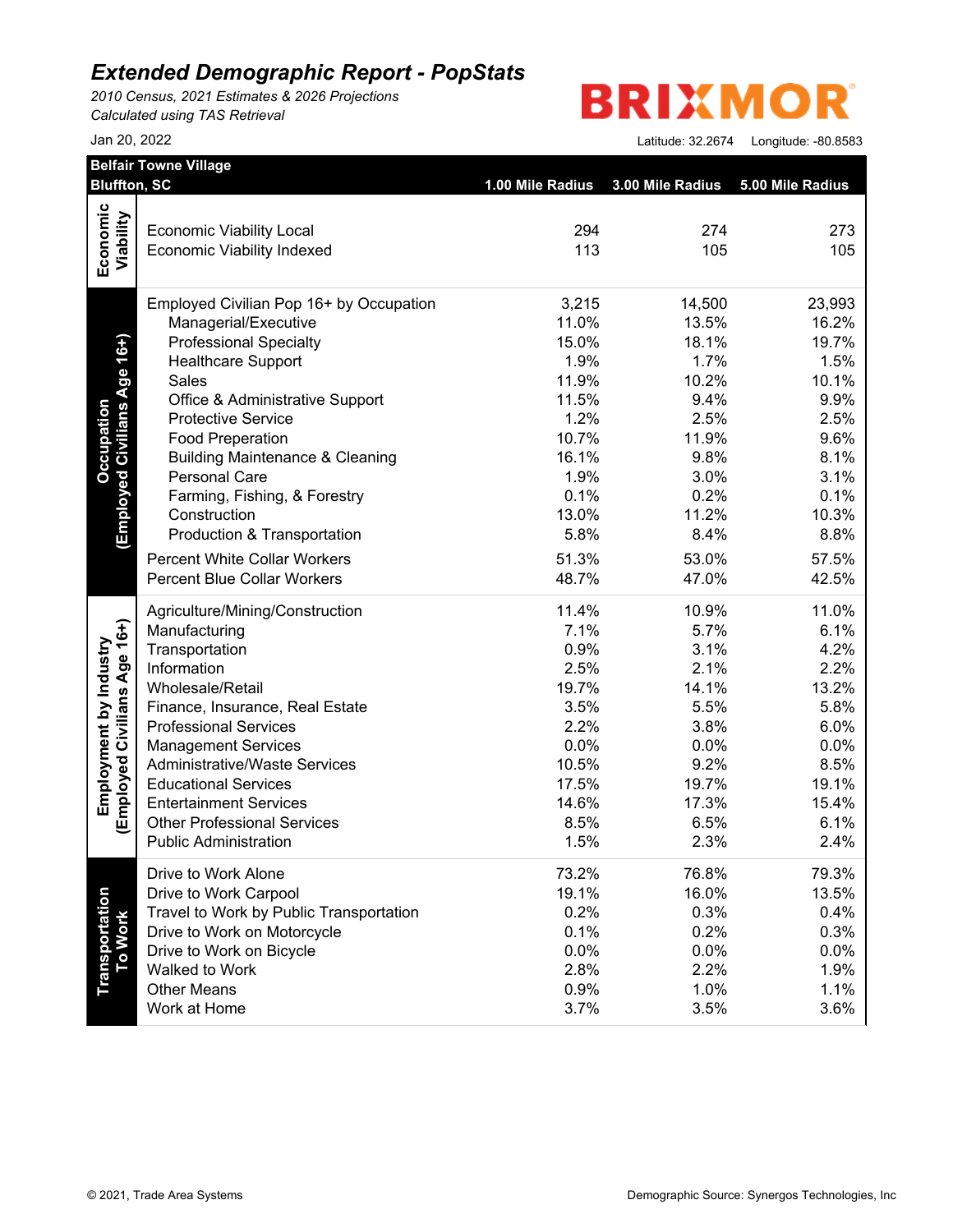# Extended Demographic Report - PopStats

*2010 Census, 2021 Estimates & 2026 Projections*
*Calculated using TAS Retrieval*

Jan 20, 2022

BRIXMOR

Latitude: 32.2674 Longitude: -80.8583

| Belfair Towne Village<br>Bluffton, SC | | 1.00 Mile Radius | 3.00 Mile Radius | 5.00 Mile Radius |
|---|---|---|---|---|
| Economic Viability | Economic Viability Local | 294 | 274 | 273 |
| | Economic Viability Indexed | 113 | 105 | 105 |
| Occupation (Employed Civilians Age 16+) | Employed Civilian Pop 16+ by Occupation | 3,215 | 14,500 | 23,993 |
| | Managerial/Executive | 11.0% | 13.5% | 16.2% |
| | Professional Specialty | 15.0% | 18.1% | 19.7% |
| | Healthcare Support | 1.9% | 1.7% | 1.5% |
| | Sales | 11.9% | 10.2% | 10.1% |
| | Office & Administrative Support | 11.5% | 9.4% | 9.9% |
| | Protective Service | 1.2% | 2.5% | 2.5% |
| | Food Preperation | 10.7% | 11.9% | 9.6% |
| | Building Maintenance & Cleaning | 16.1% | 9.8% | 8.1% |
| | Personal Care | 1.9% | 3.0% | 3.1% |
| | Farming, Fishing, & Forestry | 0.1% | 0.2% | 0.1% |
| | Construction | 13.0% | 11.2% | 10.3% |
| | Production & Transportation | 5.8% | 8.4% | 8.8% |
| | Percent White Collar Workers | 51.3% | 53.0% | 57.5% |
| | Percent Blue Collar Workers | 48.7% | 47.0% | 42.5% |
| Employment by Industry (Employed Civilians Age 16+) | Agriculture/Mining/Construction | 11.4% | 10.9% | 11.0% |
| | Manufacturing | 7.1% | 5.7% | 6.1% |
| | Transportation | 0.9% | 3.1% | 4.2% |
| | Information | 2.5% | 2.1% | 2.2% |
| | Wholesale/Retail | 19.7% | 14.1% | 13.2% |
| | Finance, Insurance, Real Estate | 3.5% | 5.5% | 5.8% |
| | Professional Services | 2.2% | 3.8% | 6.0% |
| | Management Services | 0.0% | 0.0% | 0.0% |
| | Administrative/Waste Services | 10.5% | 9.2% | 8.5% |
| | Educational Services | 17.5% | 19.7% | 19.1% |
| | Entertainment Services | 14.6% | 17.3% | 15.4% |
| | Other Professional Services | 8.5% | 6.5% | 6.1% |
| | Public Administration | 1.5% | 2.3% | 2.4% |
| Transportation To Work | Drive to Work Alone | 73.2% | 76.8% | 79.3% |
| | Drive to Work Carpool | 19.1% | 16.0% | 13.5% |
| | Travel to Work by Public Transportation | 0.2% | 0.3% | 0.4% |
| | Drive to Work on Motorcycle | 0.1% | 0.2% | 0.3% |
| | Drive to Work on Bicycle | 0.0% | 0.0% | 0.0% |
| | Walked to Work | 2.8% | 2.2% | 1.9% |
| | Other Means | 0.9% | 1.0% | 1.1% |
| | Work at Home | 3.7% | 3.5% | 3.6% |

© 2021, Trade Area Systems

Demographic Source: Synergos Technologies, Inc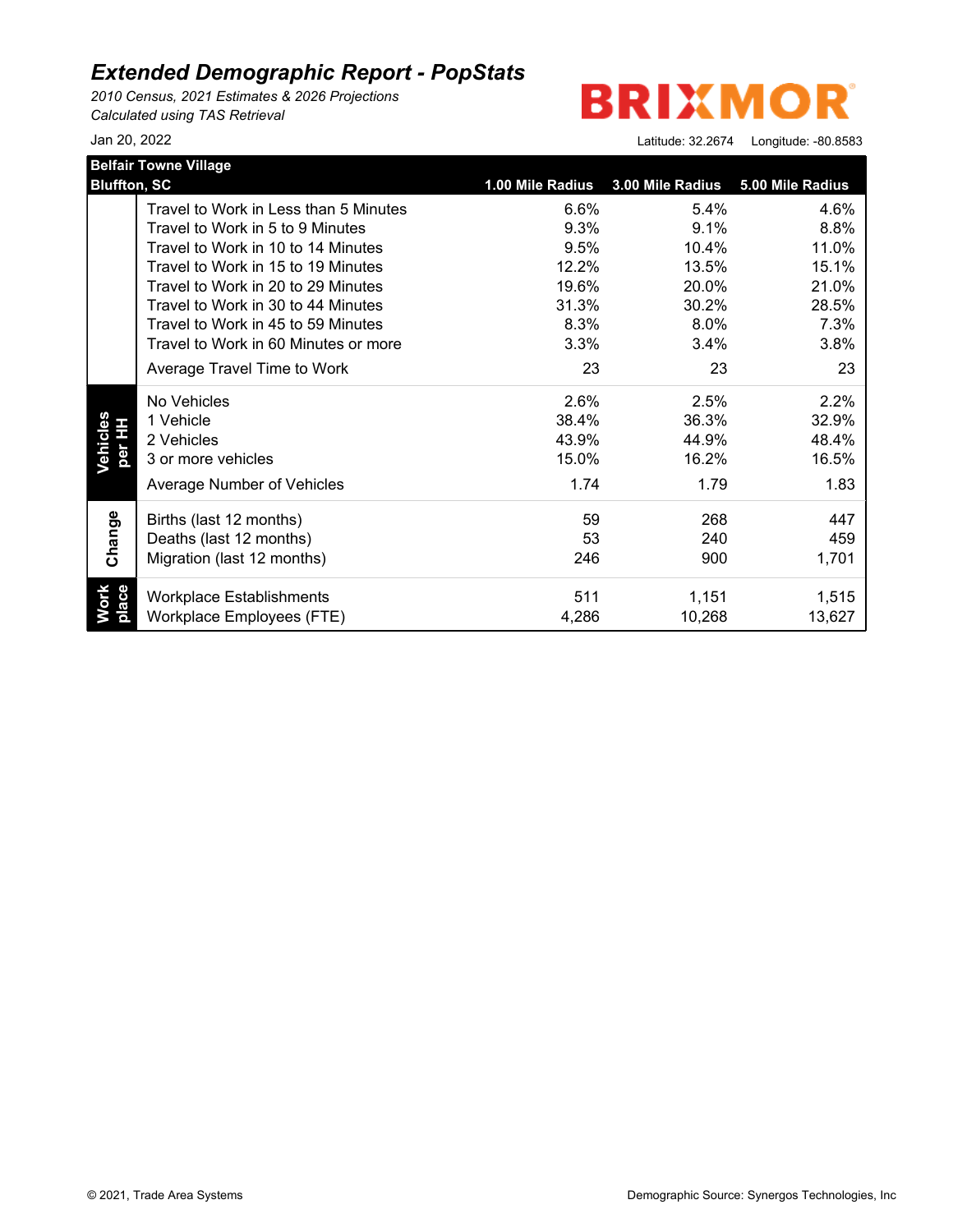# Extended Demographic Report - PopStats

*2010 Census, 2021 Estimates & 2026 Projections*
*Calculated using TAS Retrieval*

BRIXMOR

Jan 20, 2022

Latitude: 32.2674 Longitude: -80.8583

| Belfair Towne Village Bluffton, SC | | 1.00 Mile Radius | 3.00 Mile Radius | 5.00 Mile Radius |
|---|---|---|---|---|
| | Travel to Work in Less than 5 Minutes | 6.6% | 5.4% | 4.6% |
| | Travel to Work in 5 to 9 Minutes | 9.3% | 9.1% | 8.8% |
| | Travel to Work in 10 to 14 Minutes | 9.5% | 10.4% | 11.0% |
| | Travel to Work in 15 to 19 Minutes | 12.2% | 13.5% | 15.1% |
| | Travel to Work in 20 to 29 Minutes | 19.6% | 20.0% | 21.0% |
| | Travel to Work in 30 to 44 Minutes | 31.3% | 30.2% | 28.5% |
| | Travel to Work in 45 to 59 Minutes | 8.3% | 8.0% | 7.3% |
| | Travel to Work in 60 Minutes or more | 3.3% | 3.4% | 3.8% |
| | Average Travel Time to Work | 23 | 23 | 23 |
| Vehicles per HH | No Vehicles | 2.6% | 2.5% | 2.2% |
| | 1 Vehicle | 38.4% | 36.3% | 32.9% |
| | 2 Vehicles | 43.9% | 44.9% | 48.4% |
| | 3 or more vehicles | 15.0% | 16.2% | 16.5% |
| | Average Number of Vehicles | 1.74 | 1.79 | 1.83 |
| Change | Births (last 12 months) | 59 | 268 | 447 |
| | Deaths (last 12 months) | 53 | 240 | 459 |
| | Migration (last 12 months) | 246 | 900 | 1,701 |
| Work place | Workplace Establishments | 511 | 1,151 | 1,515 |
| | Workplace Employees (FTE) | 4,286 | 10,268 | 13,627 |

© 2021, Trade Area Systems

Demographic Source: Synergos Technologies, Inc